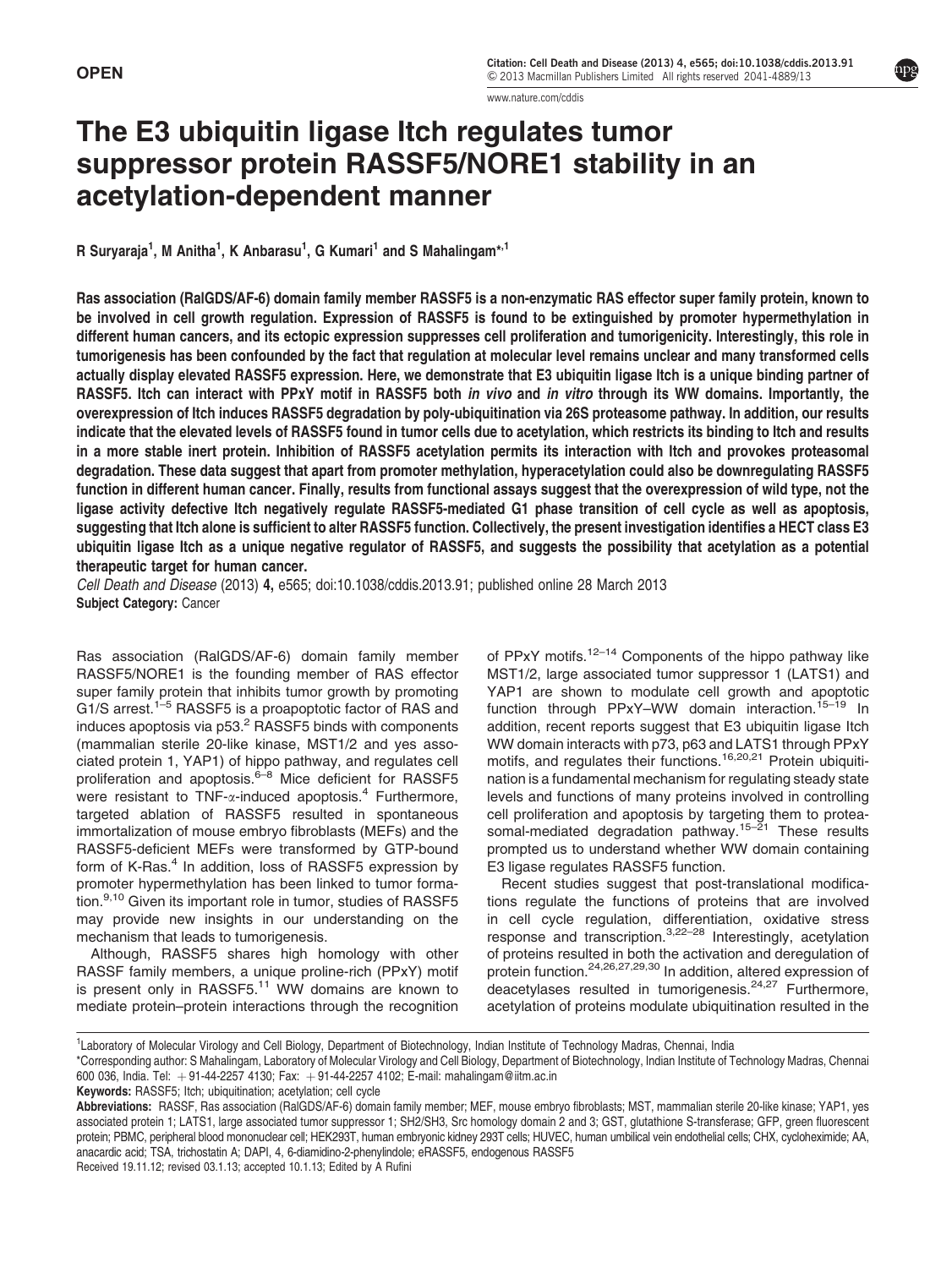OPEN

# The E3 ubiquitin ligase Itch regulates tumor suppressor protein RASSF5/NORE1 stability in an acetylation-dependent manner

R Suryaraja[1], M Anitha[1], K Anbarasu[1], G Kumari[1] and S Mahalingam*,[1]

**Ras association (RalGDS/AF-6) domain family member RASSF5 is a non-enzymatic RAS effector super family protein, known to be involved in cell growth regulation. Expression of RASSF5 is found to be extinguished by promoter hypermethylation in different human cancers, and its ectopic expression suppresses cell proliferation and tumorigenicity. Interestingly, this role in tumorigenesis has been confounded by the fact that regulation at molecular level remains unclear and many transformed cells actually display elevated RASSF5 expression. Here, we demonstrate that E3 ubiquitin ligase Itch is a unique binding partner of RASSF5. Itch can interact with PPxY motif in RASSF5 both *in vivo* and *in vitro* through its WW domains. Importantly, the overexpression of Itch induces RASSF5 degradation by poly-ubiquitination via 26S proteasome pathway. In addition, our results indicate that the elevated levels of RASSF5 found in tumor cells due to acetylation, which restricts its binding to Itch and results in a more stable inert protein. Inhibition of RASSF5 acetylation permits its interaction with Itch and provokes proteasomal degradation. These data suggest that apart from promoter methylation, hyperacetylation could also be downregulating RASSF5 function in different human cancer. Finally, results from functional assays suggest that the overexpression of wild type, not the ligase activity defective Itch negatively regulate RASSF5-mediated G1 phase transition of cell cycle as well as apoptosis, suggesting that Itch alone is sufficient to alter RASSF5 function. Collectively, the present investigation identifies a HECT class E3 ubiquitin ligase Itch as a unique negative regulator of RASSF5, and suggests the possibility that acetylation as a potential therapeutic target for human cancer.**

*Cell Death and Disease* (2013) **4,** e565; doi:10.1038/cddis.2013.91; published online 28 March 2013
**Subject Category:** Cancer

Ras association (RalGDS/AF-6) domain family member RASSF5/NORE1 is the founding member of RAS effector super family protein that inhibits tumor growth by promoting G1/S arrest.[1–5] RASSF5 is a proapoptotic factor of RAS and induces apoptosis via p53.[2] RASSF5 binds with components (mammalian sterile 20-like kinase, MST1/2 and yes associated protein 1, YAP1) of hippo pathway, and regulates cell proliferation and apoptosis.[6–8] Mice deficient for RASSF5 were resistant to TNF-$\alpha$-induced apoptosis.[4] Furthermore, targeted ablation of RASSF5 resulted in spontaneous immortalization of mouse embryo fibroblasts (MEFs) and the RASSF5-deficient MEFs were transformed by GTP-bound form of K-Ras.[4] In addition, loss of RASSF5 expression by promoter hypermethylation has been linked to tumor formation.[9,10] Given its important role in tumor, studies of RASSF5 may provide new insights in our understanding on the mechanism that leads to tumorigenesis.

Although, RASSF5 shares high homology with other RASSF family members, a unique proline-rich (PPxY) motif is present only in RASSF5.[11] WW domains are known to mediate protein–protein interactions through the recognition of PPxY motifs.[12–14] Components of the hippo pathway like MST1/2, large associated tumor suppressor 1 (LATS1) and YAP1 are shown to modulate cell growth and apoptotic function through PPxY–WW domain interaction.[15–19] In addition, recent reports suggest that E3 ubiquitin ligase Itch WW domain interacts with p73, p63 and LATS1 through PPxY motifs, and regulates their functions.[16,20,21] Protein ubiquitination is a fundamental mechanism for regulating steady state levels and functions of many proteins involved in controlling cell proliferation and apoptosis by targeting them to proteasomal-mediated degradation pathway.[15–21] These results prompted us to understand whether WW domain containing E3 ligase regulates RASSF5 function.

Recent studies suggest that post-translational modifications regulate the functions of proteins that are involved in cell cycle regulation, differentiation, oxidative stress response and transcription.[3,22–28] Interestingly, acetylation of proteins resulted in both the activation and deregulation of protein function.[24,26,27,29,30] In addition, altered expression of deacetylases resulted in tumorigenesis.[24,27] Furthermore, acetylation of proteins modulate ubiquitination resulted in the

[1]Laboratory of Molecular Virology and Cell Biology, Department of Biotechnology, Indian Institute of Technology Madras, Chennai, India
*Corresponding author: S Mahalingam, Laboratory of Molecular Virology and Cell Biology, Department of Biotechnology, Indian Institute of Technology Madras, Chennai 600 036, India. Tel: + 91-44-2257 4130; Fax: + 91-44-2257 4102; E-mail: mahalingam@iitm.ac.in
**Keywords:** RASSF5; Itch; ubiquitination; acetylation; cell cycle
**Abbreviations:** RASSF, Ras association (RalGDS/AF-6) domain family member; MEF, mouse embryo fibroblasts; MST, mammalian sterile 20-like kinase; YAP1, yes associated protein 1; LATS1, large associated tumor suppressor 1; SH2/SH3, Src homology domain 2 and 3; GST, glutathione S-transferase; GFP, green fluorescent protein; PBMC, peripheral blood mononuclear cell; HEK293T, human embryonic kidney 293T cells; HUVEC, human umbilical vein endothelial cells; CHX, cycloheximide; AA, anacardic acid; TSA, trichostatin A; DAPI, 4, 6-diamidino-2-phenylindole; eRASSF5, endogenous RASSF5
Received 19.11.12; revised 03.1.13; accepted 10.1.13; Edited by A Rufini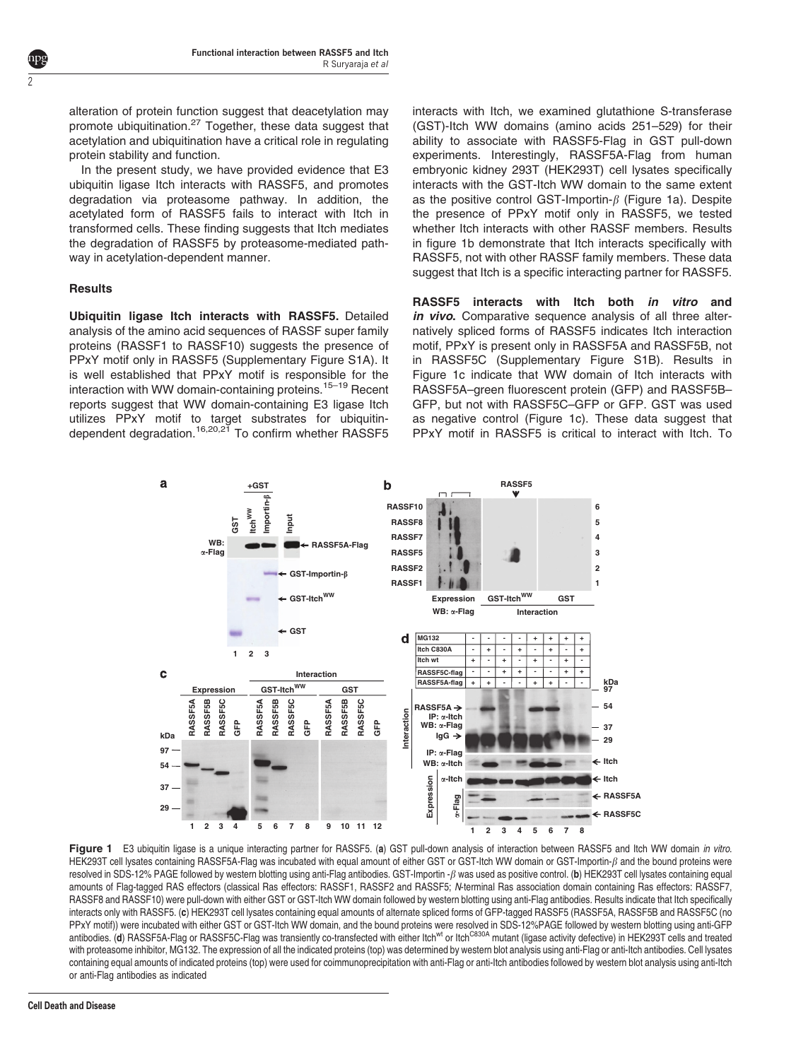alteration of protein function suggest that deacetylation may promote ubiquitination.[27] Together, these data suggest that acetylation and ubiquitination have a critical role in regulating protein stability and function.

In the present study, we have provided evidence that E3 ubiquitin ligase Itch interacts with RASSF5, and promotes degradation via proteasome pathway. In addition, the acetylated form of RASSF5 fails to interact with Itch in transformed cells. These finding suggests that Itch mediates the degradation of RASSF5 by proteasome-mediated pathway in acetylation-dependent manner.

## Results

**Ubiquitin ligase Itch interacts with RASSF5.** Detailed analysis of the amino acid sequences of RASSF super family proteins (RASSF1 to RASSF10) suggests the presence of PPxY motif only in RASSF5 (Supplementary Figure S1A). It is well established that PPxY motif is responsible for the interaction with WW domain-containing proteins.[15–19] Recent reports suggest that WW domain-containing E3 ligase Itch utilizes PPxY motif to target substrates for ubiquitin-dependent degradation.[16,20,21] To confirm whether RASSF5 interacts with Itch, we examined glutathione S-transferase (GST)-Itch WW domains (amino acids 251–529) for their ability to associate with RASSF5-Flag in GST pull-down experiments. Interestingly, RASSF5A-Flag from human embryonic kidney 293T (HEK293T) cell lysates specifically interacts with the GST-Itch WW domain to the same extent as the positive control GST-Importin-$\beta$ (Figure 1a). Despite the presence of PPxY motif only in RASSF5, we tested whether Itch interacts with other RASSF members. Results in figure 1b demonstrate that Itch interacts specifically with RASSF5, not with other RASSF family members. These data suggest that Itch is a specific interacting partner for RASSF5.

**RASSF5 interacts with Itch both *in vitro* and *in vivo*.** Comparative sequence analysis of all three alternatively spliced forms of RASSF5 indicates Itch interaction motif, PPxY is present only in RASSF5A and RASSF5B, not in RASSF5C (Supplementary Figure S1B). Results in Figure 1c indicate that WW domain of Itch interacts with RASSF5A–green fluorescent protein (GFP) and RASSF5B–GFP, but not with RASSF5C–GFP or GFP. GST was used as negative control (Figure 1c). These data suggest that PPxY motif in RASSF5 is critical to interact with Itch. To

**Figure 1** E3 ubiquitin ligase is a unique interacting partner for RASSF5. (**a**) GST pull-down analysis of interaction between RASSF5 and Itch WW domain *in vitro*. HEK293T cell lysates containing RASSF5A-Flag was incubated with equal amount of either GST or GST-Itch WW domain or GST-Importin-$\beta$ and the bound proteins were resolved in SDS-12% PAGE followed by western blotting using anti-Flag antibodies. GST-Importin -$\beta$ was used as positive control. (**b**) HEK293T cell lysates containing equal amounts of Flag-tagged RAS effectors (classical Ras effectors: RASSF1, RASSF2 and RASSF5; *N*-terminal Ras association domain containing Ras effectors: RASSF7, RASSF8 and RASSF10) were pull-down with either GST or GST-Itch WW domain followed by western blotting using anti-Flag antibodies. Results indicate that Itch specifically interacts only with RASSF5. (**c**) HEK293T cell lysates containing equal amounts of alternate spliced forms of GFP-tagged RASSF5 (RASSF5A, RASSF5B and RASSF5C (no PPxY motif)) were incubated with either GST or GST-Itch WW domain, and the bound proteins were resolved in SDS-12%PAGE followed by western blotting using anti-GFP antibodies. (**d**) RASSF5A-Flag or RASSF5C-Flag was transiently co-transfected with either Itch[wt] or Itch[C830A] mutant (ligase activity defective) in HEK293T cells and treated with proteasome inhibitor, MG132. The expression of all the indicated proteins (top) was determined by western blot analysis using anti-Flag or anti-Itch antibodies. Cell lysates containing equal amounts of indicated proteins (top) were used for coimmunoprecipitation with anti-Flag or anti-Itch antibodies followed by western blot analysis using anti-Itch or anti-Flag antibodies as indicated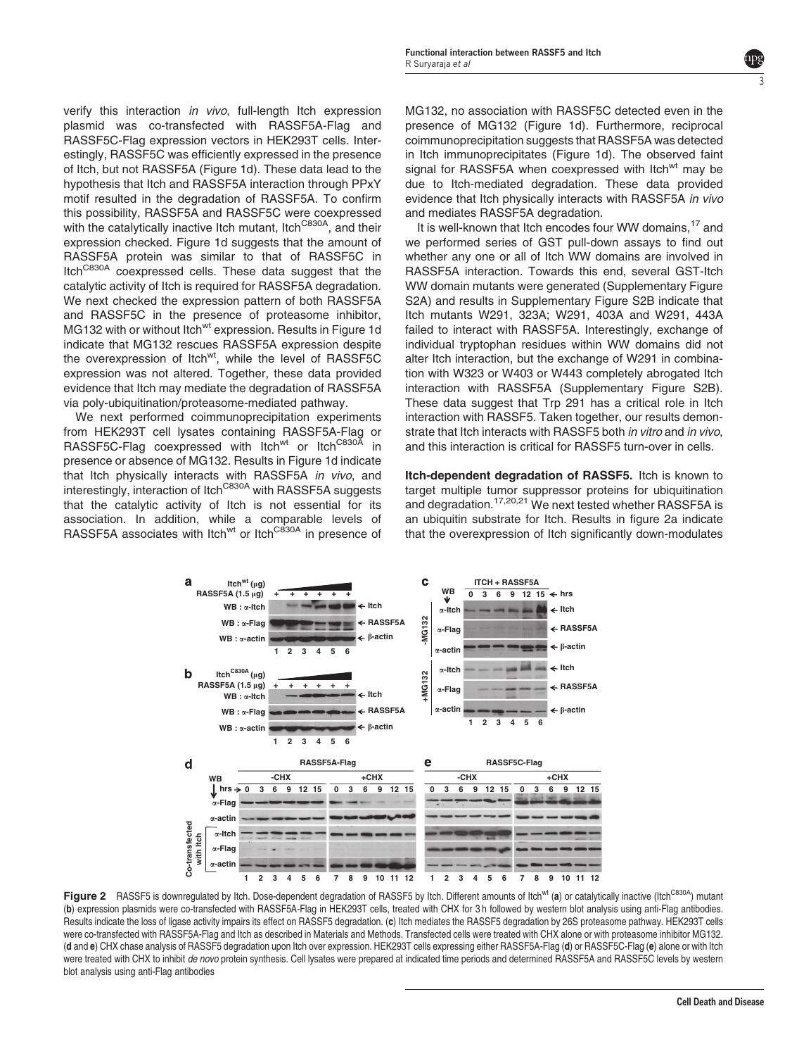verify this interaction *in vivo*, full-length Itch expression plasmid was co-transfected with RASSF5A-Flag and RASSF5C-Flag expression vectors in HEK293T cells. Interestingly, RASSF5C was efficiently expressed in the presence of Itch, but not RASSF5A (Figure 1d). These data lead to the hypothesis that Itch and RASSF5A interaction through PPxY motif resulted in the degradation of RASSF5A. To confirm this possibility, RASSF5A and RASSF5C were coexpressed with the catalytically inactive Itch mutant, Itch$^{C830A}$, and their expression checked. Figure 1d suggests that the amount of RASSF5A protein was similar to that of RASSF5C in Itch$^{C830A}$ coexpressed cells. These data suggest that the catalytic activity of Itch is required for RASSF5A degradation. We next checked the expression pattern of both RASSF5A and RASSF5C in the presence of proteasome inhibitor, MG132 with or without Itch$^{wt}$ expression. Results in Figure 1d indicate that MG132 rescues RASSF5A expression despite the overexpression of Itch$^{wt}$, while the level of RASSF5C expression was not altered. Together, these data provided evidence that Itch may mediate the degradation of RASSF5A via poly-ubiquitination/proteasome-mediated pathway.

We next performed coimmunoprecipitation experiments from HEK293T cell lysates containing RASSF5A-Flag or RASSF5C-Flag coexpressed with Itch$^{wt}$ or Itch$^{C830A}$ in presence or absence of MG132. Results in Figure 1d indicate that Itch physically interacts with RASSF5A *in vivo*, and interestingly, interaction of Itch$^{C830A}$ with RASSF5A suggests that the catalytic activity of Itch is not essential for its association. In addition, while a comparable levels of RASSF5A associates with Itch$^{wt}$ or Itch$^{C830A}$ in presence of MG132, no association with RASSF5C detected even in the presence of MG132 (Figure 1d). Furthermore, reciprocal coimmunoprecipitation suggests that RASSF5A was detected in Itch immunoprecipitates (Figure 1d). The observed faint signal for RASSF5A when coexpressed with Itch$^{wt}$ may be due to Itch-mediated degradation. These data provided evidence that Itch physically interacts with RASSF5A *in vivo* and mediates RASSF5A degradation.

It is well-known that Itch encodes four WW domains,[17] and we performed series of GST pull-down assays to find out whether any one or all of Itch WW domains are involved in RASSF5A interaction. Towards this end, several GST-Itch WW domain mutants were generated (Supplementary Figure S2A) and results in Supplementary Figure S2B indicate that Itch mutants W291, 323A; W291, 403A and W291, 443A failed to interact with RASSF5A. Interestingly, exchange of individual tryptophan residues within WW domains did not alter Itch interaction, but the exchange of W291 in combination with W323 or W403 or W443 completely abrogated Itch interaction with RASSF5A (Supplementary Figure S2B). These data suggest that Trp 291 has a critical role in Itch interaction with RASSF5. Taken together, our results demonstrate that Itch interacts with RASSF5 both *in vitro* and *in vivo*, and this interaction is critical for RASSF5 turn-over in cells.

**Itch-dependent degradation of RASSF5.** Itch is known to target multiple tumor suppressor proteins for ubiquitination and degradation.[17,20,21] We next tested whether RASSF5A is an ubiquitin substrate for Itch. Results in figure 2a indicate that the overexpression of Itch significantly down-modulates

**Figure 2** RASSF5 is downregulated by Itch. Dose-dependent degradation of RASSF5 by Itch. Different amounts of Itch$^{wt}$ (**a**) or catalytically inactive (Itch$^{C830A}$) mutant (**b**) expression plasmids were co-transfected with RASSF5A-Flag in HEK293T cells, treated with CHX for 3 h followed by western blot analysis using anti-Flag antibodies. Results indicate the loss of ligase activity impairs its effect on RASSF5 degradation. (**c**) Itch mediates the RASSF5 degradation by 26S proteasome pathway. HEK293T cells were co-transfected with RASSF5A-Flag and Itch as described in Materials and Methods. Transfected cells were treated with CHX alone or with proteasome inhibitor MG132. (**d** and **e**) CHX chase analysis of RASSF5 degradation upon Itch over expression. HEK293T cells expressing either RASSF5A-Flag (**d**) or RASSF5C-Flag (**e**) alone or with Itch were treated with CHX to inhibit *de novo* protein synthesis. Cell lysates were prepared at indicated time periods and determined RASSF5A and RASSF5C levels by western blot analysis using anti-Flag antibodies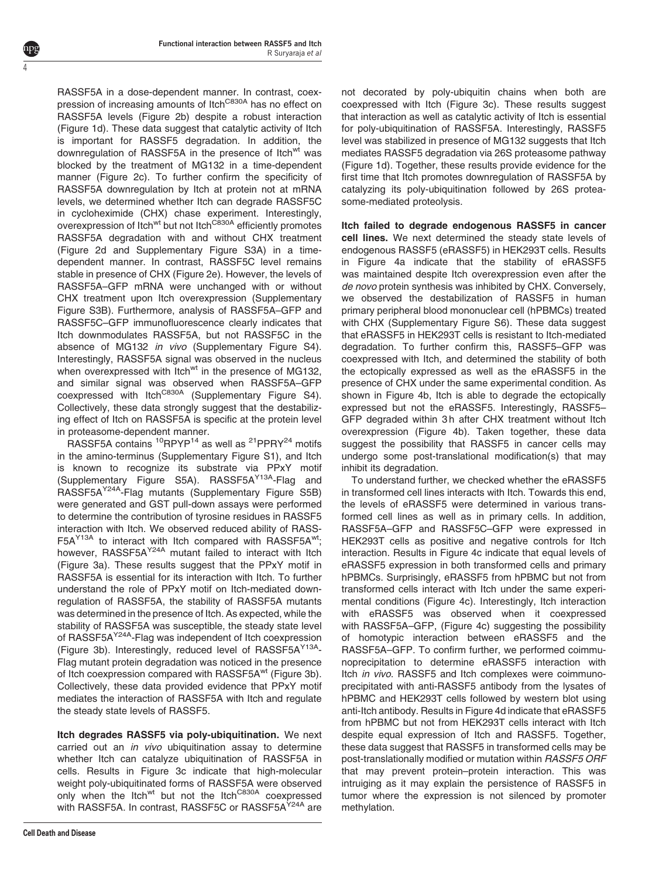RASSF5A in a dose-dependent manner. In contrast, coexpression of increasing amounts of Itch$^{C830A}$ has no effect on RASSF5A levels (Figure 2b) despite a robust interaction (Figure 1d). These data suggest that catalytic activity of Itch is important for RASSF5 degradation. In addition, the downregulation of RASSF5A in the presence of Itch$^{wt}$ was blocked by the treatment of MG132 in a time-dependent manner (Figure 2c). To further confirm the specificity of RASSF5A downregulation by Itch at protein not at mRNA levels, we determined whether Itch can degrade RASSF5C in cycloheximide (CHX) chase experiment. Interestingly, overexpression of Itch$^{wt}$ but not Itch$^{C830A}$ efficiently promotes RASSF5A degradation with and without CHX treatment (Figure 2d and Supplementary Figure S3A) in a time-dependent manner. In contrast, RASSF5C level remains stable in presence of CHX (Figure 2e). However, the levels of RASSF5A–GFP mRNA were unchanged with or without CHX treatment upon Itch overexpression (Supplementary Figure S3B). Furthermore, analysis of RASSF5A–GFP and RASSF5C–GFP immunofluorescence clearly indicates that Itch downmodulates RASSF5A, but not RASSF5C in the absence of MG132 *in vivo* (Supplementary Figure S4). Interestingly, RASSF5A signal was observed in the nucleus when overexpressed with Itch$^{wt}$ in the presence of MG132, and similar signal was observed when RASSF5A–GFP coexpressed with Itch$^{C830A}$ (Supplementary Figure S4). Collectively, these data strongly suggest that the destabilizing effect of Itch on RASSF5A is specific at the protein level in proteasome-dependent manner.

RASSF5A contains $^{10}$RPYP$^{14}$ as well as $^{21}$PPRY$^{24}$ motifs in the amino-terminus (Supplementary Figure S1), and Itch is known to recognize its substrate via PPxY motif (Supplementary Figure S5A). RASSF5A$^{Y13A}$-Flag and RASSF5A$^{Y24A}$-Flag mutants (Supplementary Figure S5B) were generated and GST pull-down assays were performed to determine the contribution of tyrosine residues in RASSF5 interaction with Itch. We observed reduced ability of RASSF5A$^{Y13A}$ to interact with Itch compared with RASSF5A$^{wt}$; however, RASSF5A$^{Y24A}$ mutant failed to interact with Itch (Figure 3a). These results suggest that the PPxY motif in RASSF5A is essential for its interaction with Itch. To further understand the role of PPxY motif on Itch-mediated downregulation of RASSF5A, the stability of RASSF5A mutants was determined in the presence of Itch. As expected, while the stability of RASSF5A was susceptible, the steady state level of RASSF5A$^{Y24A}$-Flag was independent of Itch coexpression (Figure 3b). Interestingly, reduced level of RASSF5A$^{Y13A}$-Flag mutant protein degradation was noticed in the presence of Itch coexpression compared with RASSF5A$^{wt}$ (Figure 3b). Collectively, these data provided evidence that PPxY motif mediates the interaction of RASSF5A with Itch and regulate the steady state levels of RASSF5.

**Itch degrades RASSF5 via poly-ubiquitination.** We next carried out an *in vivo* ubiquitination assay to determine whether Itch can catalyze ubiquitination of RASSF5A in cells. Results in Figure 3c indicate that high-molecular weight poly-ubiquitinated forms of RASSF5A were observed only when the Itch$^{wt}$ but not the Itch$^{C830A}$ coexpressed with RASSF5A. In contrast, RASSF5C or RASSF5A$^{Y24A}$ are not decorated by poly-ubiquitin chains when both are coexpressed with Itch (Figure 3c). These results suggest that interaction as well as catalytic activity of Itch is essential for poly-ubiquitination of RASSF5A. Interestingly, RASSF5 level was stabilized in presence of MG132 suggests that Itch mediates RASSF5 degradation via 26S proteasome pathway (Figure 1d). Together, these results provide evidence for the first time that Itch promotes downregulation of RASSF5A by catalyzing its poly-ubiquitination followed by 26S proteasome-mediated proteolysis.

**Itch failed to degrade endogenous RASSF5 in cancer cell lines.** We next determined the steady state levels of endogenous RASSF5 (eRASSF5) in HEK293T cells. Results in Figure 4a indicate that the stability of eRASSF5 was maintained despite Itch overexpression even after the *de novo* protein synthesis was inhibited by CHX. Conversely, we observed the destabilization of RASSF5 in human primary peripheral blood mononuclear cell (hPBMCs) treated with CHX (Supplementary Figure S6). These data suggest that eRASSF5 in HEK293T cells is resistant to Itch-mediated degradation. To further confirm this, RASSF5–GFP was coexpressed with Itch, and determined the stability of both the ectopically expressed as well as the eRASSF5 in the presence of CHX under the same experimental condition. As shown in Figure 4b, Itch is able to degrade the ectopically expressed but not the eRASSF5. Interestingly, RASSF5–GFP degraded within 3 h after CHX treatment without Itch overexpression (Figure 4b). Taken together, these data suggest the possibility that RASSF5 in cancer cells may undergo some post-translational modification(s) that may inhibit its degradation.

To understand further, we checked whether the eRASSF5 in transformed cell lines interacts with Itch. Towards this end, the levels of eRASSF5 were determined in various transformed cell lines as well as in primary cells. In addition, RASSF5A–GFP and RASSF5C–GFP were expressed in HEK293T cells as positive and negative controls for Itch interaction. Results in Figure 4c indicate that equal levels of eRASSF5 expression in both transformed cells and primary hPBMCs. Surprisingly, eRASSF5 from hPBMC but not from transformed cells interact with Itch under the same experimental conditions (Figure 4c). Interestingly, Itch interaction with eRASSF5 was observed when it coexpressed with RASSF5A–GFP, (Figure 4c) suggesting the possibility of homotypic interaction between eRASSF5 and the RASSF5A–GFP. To confirm further, we performed coimmunoprecipitation to determine eRASSF5 interaction with Itch *in vivo*. RASSF5 and Itch complexes were coimmunoprecipitated with anti-RASSF5 antibody from the lysates of hPBMC and HEK293T cells followed by western blot using anti-Itch antibody. Results in Figure 4d indicate that eRASSF5 from hPBMC but not from HEK293T cells interact with Itch despite equal expression of Itch and RASSF5. Together, these data suggest that RASSF5 in transformed cells may be post-translationally modified or mutation within *RASSF5 ORF* that may prevent protein–protein interaction. This was intriguing as it may explain the persistence of RASSF5 in tumor where the expression is not silenced by promoter methylation.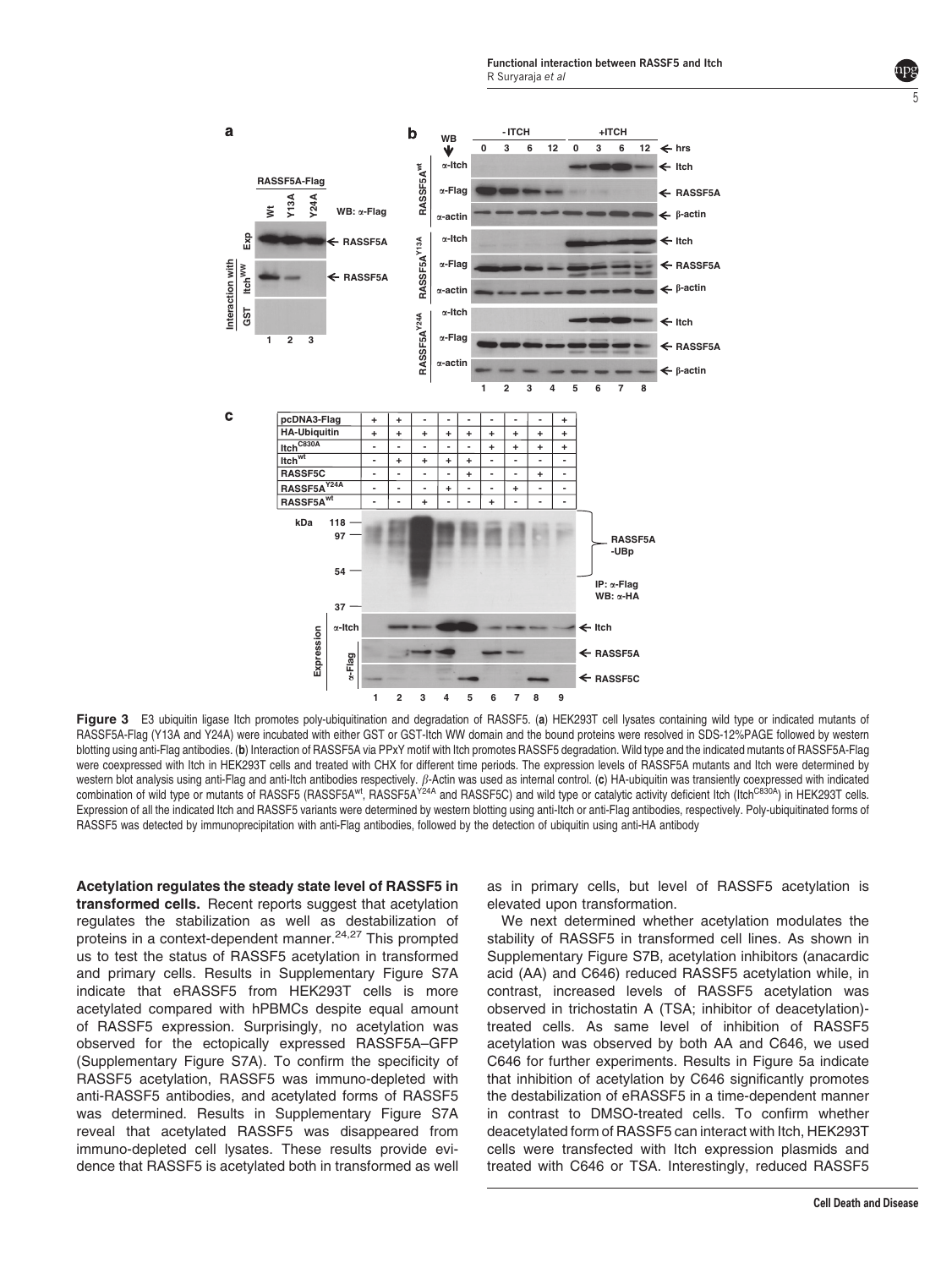**Figure 3** E3 ubiquitin ligase Itch promotes poly-ubiquitination and degradation of RASSF5. (**a**) HEK293T cell lysates containing wild type or indicated mutants of RASSF5A-Flag (Y13A and Y24A) were incubated with either GST or GST-Itch WW domain and the bound proteins were resolved in SDS-12%PAGE followed by western blotting using anti-Flag antibodies. (**b**) Interaction of RASSF5A via PPxY motif with Itch promotes RASSF5 degradation. Wild type and the indicated mutants of RASSF5A-Flag were coexpressed with Itch in HEK293T cells and treated with CHX for different time periods. The expression levels of RASSF5A mutants and Itch were determined by western blot analysis using anti-Flag and anti-Itch antibodies respectively. $\beta$-Actin was used as internal control. (**c**) HA-ubiquitin was transiently coexpressed with indicated combination of wild type or mutants of RASSF5 (RASSF5A$^{wt}$, RASSF5A$^{Y24A}$ and RASSF5C) and wild type or catalytic activity deficient Itch (Itch$^{C830A}$) in HEK293T cells. Expression of all the indicated Itch and RASSF5 variants were determined by western blotting using anti-Itch or anti-Flag antibodies, respectively. Poly-ubiquitinated forms of RASSF5 was detected by immunoprecipitation with anti-Flag antibodies, followed by the detection of ubiquitin using anti-HA antibody

**Acetylation regulates the steady state level of RASSF5 in transformed cells.** Recent reports suggest that acetylation regulates the stabilization as well as destabilization of proteins in a context-dependent manner.[24,27] This prompted us to test the status of RASSF5 acetylation in transformed and primary cells. Results in Supplementary Figure S7A indicate that eRASSF5 from HEK293T cells is more acetylated compared with hPBMCs despite equal amount of RASSF5 expression. Surprisingly, no acetylation was observed for the ectopically expressed RASSF5A–GFP (Supplementary Figure S7A). To confirm the specificity of RASSF5 acetylation, RASSF5 was immuno-depleted with anti-RASSF5 antibodies, and acetylated forms of RASSF5 was determined. Results in Supplementary Figure S7A reveal that acetylated RASSF5 was disappeared from immuno-depleted cell lysates. These results provide evidence that RASSF5 is acetylated both in transformed as well as in primary cells, but level of RASSF5 acetylation is elevated upon transformation.

We next determined whether acetylation modulates the stability of RASSF5 in transformed cell lines. As shown in Supplementary Figure S7B, acetylation inhibitors (anacardic acid (AA) and C646) reduced RASSF5 acetylation while, in contrast, increased levels of RASSF5 acetylation was observed in trichostatin A (TSA; inhibitor of deacetylation)-treated cells. As same level of inhibition of RASSF5 acetylation was observed by both AA and C646, we used C646 for further experiments. Results in Figure 5a indicate that inhibition of acetylation by C646 significantly promotes the destabilization of eRASSF5 in a time-dependent manner in contrast to DMSO-treated cells. To confirm whether deacetylated form of RASSF5 can interact with Itch, HEK293T cells were transfected with Itch expression plasmids and treated with C646 or TSA. Interestingly, reduced RASSF5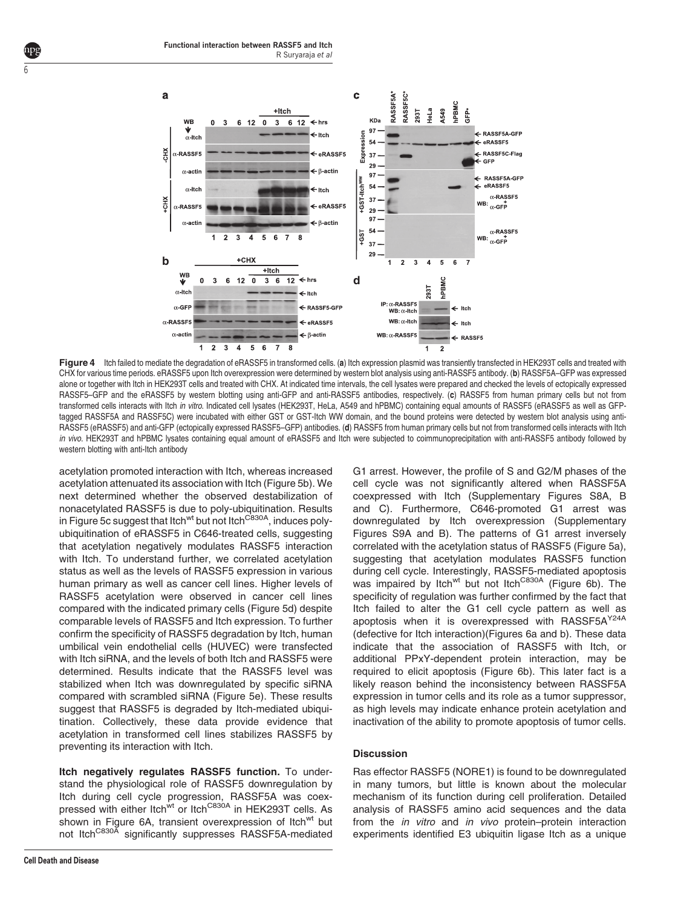**Figure 4** Itch failed to mediate the degradation of eRASSF5 in transformed cells. (**a**) Itch expression plasmid was transiently transfected in HEK293T cells and treated with CHX for various time periods. eRASSF5 upon Itch overexpression were determined by western blot analysis using anti-RASSF5 antibody. (**b**) RASSF5A–GFP was expressed alone or together with Itch in HEK293T cells and treated with CHX. At indicated time intervals, the cell lysates were prepared and checked the levels of ectopically expressed RASSF5–GFP and the eRASSF5 by western blotting using anti-GFP and anti-RASSF5 antibodies, respectively. (**c**) RASSF5 from human primary cells but not from transformed cells interacts with Itch *in vitro*. Indicated cell lysates (HEK293T, HeLa, A549 and hPBMC) containing equal amounts of RASSF5 (eRASSF5 as well as GFP-tagged RASSF5A and RASSF5C) were incubated with either GST or GST-Itch WW domain, and the bound proteins were detected by western blot analysis using anti-RASSF5 (eRASSF5) and anti-GFP (ectopically expressed RASSF5–GFP) antibodies. (**d**) RASSF5 from human primary cells but not from transformed cells interacts with Itch *in vivo*. HEK293T and hPBMC lysates containing equal amount of eRASSF5 and Itch were subjected to coimmunoprecipitation with anti-RASSF5 antibody followed by western blotting with anti-Itch antibody

acetylation promoted interaction with Itch, whereas increased acetylation attenuated its association with Itch (Figure 5b). We next determined whether the observed destabilization of nonacetylated RASSF5 is due to poly-ubiquitination. Results in Figure 5c suggest that Itch$^{wt}$ but not Itch$^{C830A}$, induces poly-ubiquitination of eRASSF5 in C646-treated cells, suggesting that acetylation negatively modulates RASSF5 interaction with Itch. To understand further, we correlated acetylation status as well as the levels of RASSF5 expression in various human primary as well as cancer cell lines. Higher levels of RASSF5 acetylation were observed in cancer cell lines compared with the indicated primary cells (Figure 5d) despite comparable levels of RASSF5 and Itch expression. To further confirm the specificity of RASSF5 degradation by Itch, human umbilical vein endothelial cells (HUVEC) were transfected with Itch siRNA, and the levels of both Itch and RASSF5 were determined. Results indicate that the RASSF5 level was stabilized when Itch was downregulated by specific siRNA compared with scrambled siRNA (Figure 5e). These results suggest that RASSF5 is degraded by Itch-mediated ubiquitination. Collectively, these data provide evidence that acetylation in transformed cell lines stabilizes RASSF5 by preventing its interaction with Itch.

**Itch negatively regulates RASSF5 function.** To understand the physiological role of RASSF5 downregulation by Itch during cell cycle progression, RASSF5A was coexpressed with either Itch$^{wt}$ or Itch$^{C830A}$ in HEK293T cells. As shown in Figure 6A, transient overexpression of Itch$^{wt}$ but not Itch$^{C830A}$ significantly suppresses RASSF5A-mediated G1 arrest. However, the profile of S and G2/M phases of the cell cycle was not significantly altered when RASSF5A coexpressed with Itch (Supplementary Figures S8A, B and C). Furthermore, C646-promoted G1 arrest was downregulated by Itch overexpression (Supplementary Figures S9A and B). The patterns of G1 arrest inversely correlated with the acetylation status of RASSF5 (Figure 5a), suggesting that acetylation modulates RASSF5 function during cell cycle. Interestingly, RASSF5-mediated apoptosis was impaired by Itch$^{wt}$ but not Itch$^{C830A}$ (Figure 6b). The specificity of regulation was further confirmed by the fact that Itch failed to alter the G1 cell cycle pattern as well as apoptosis when it is overexpressed with RASSF5A$^{Y24A}$ (defective for Itch interaction)(Figures 6a and b). These data indicate that the association of RASSF5 with Itch, or additional PPxY-dependent protein interaction, may be required to elicit apoptosis (Figure 6b). This later fact is a likely reason behind the inconsistency between RASSF5A expression in tumor cells and its role as a tumor suppressor, as high levels may indicate enhance protein acetylation and inactivation of the ability to promote apoptosis of tumor cells.

## Discussion

Ras effector RASSF5 (NORE1) is found to be downregulated in many tumors, but little is known about the molecular mechanism of its function during cell proliferation. Detailed analysis of RASSF5 amino acid sequences and the data from the *in vitro* and *in vivo* protein–protein interaction experiments identified E3 ubiquitin ligase Itch as a unique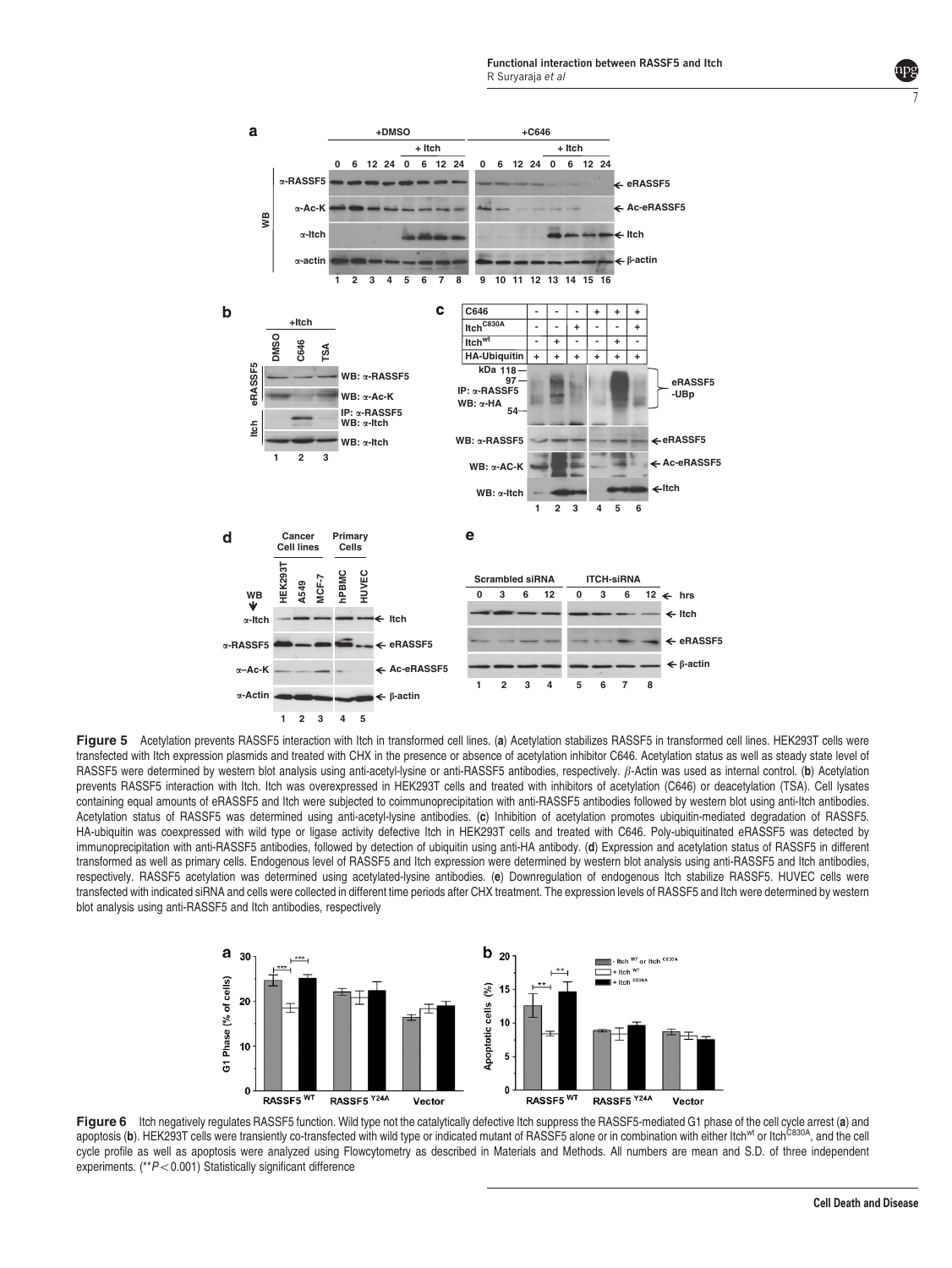**Figure 5** Acetylation prevents RASSF5 interaction with Itch in transformed cell lines. (**a**) Acetylation stabilizes RASSF5 in transformed cell lines. HEK293T cells were transfected with Itch expression plasmids and treated with CHX in the presence or absence of acetylation inhibitor C646. Acetylation status as well as steady state level of RASSF5 were determined by western blot analysis using anti-acetyl-lysine or anti-RASSF5 antibodies, respectively. $\beta$-Actin was used as internal control. (**b**) Acetylation prevents RASSF5 interaction with Itch. Itch was overexpressed in HEK293T cells and treated with inhibitors of acetylation (C646) or deacetylation (TSA). Cell lysates containing equal amounts of eRASSF5 and Itch were subjected to coimmunoprecipitation with anti-RASSF5 antibodies followed by western blot using anti-Itch antibodies. Acetylation status of RASSF5 was determined using anti-acetyl-lysine antibodies. (**c**) Inhibition of acetylation promotes ubiquitin-mediated degradation of RASSF5. HA-ubiquitin was coexpressed with wild type or ligase activity defective Itch in HEK293T cells and treated with C646. Poly-ubiquitinated eRASSF5 was detected by immunoprecipitation with anti-RASSF5 antibodies, followed by detection of ubiquitin using anti-HA antibody. (**d**) Expression and acetylation status of RASSF5 in different transformed as well as primary cells. Endogenous level of RASSF5 and Itch expression were determined by western blot analysis using anti-RASSF5 and Itch antibodies, respectively. RASSF5 acetylation was determined using acetylated-lysine antibodies. (**e**) Downregulation of endogenous Itch stabilize RASSF5. HUVEC cells were transfected with indicated siRNA and cells were collected in different time periods after CHX treatment. The expression levels of RASSF5 and Itch were determined by western blot analysis using anti-RASSF5 and Itch antibodies, respectively

**Figure 6** Itch negatively regulates RASSF5 function. Wild type not the catalytically defective Itch suppress the RASSF5-mediated G1 phase of the cell cycle arrest (**a**) and apoptosis (**b**). HEK293T cells were transiently co-transfected with wild type or indicated mutant of RASSF5 alone or in combination with either Itch$^{wt}$ or Itch$^{C830A}$, and the cell cycle profile as well as apoptosis were analyzed using Flowcytometry as described in Materials and Methods. All numbers are mean and S.D. of three independent experiments. (**$P < 0.001$) Statistically significant difference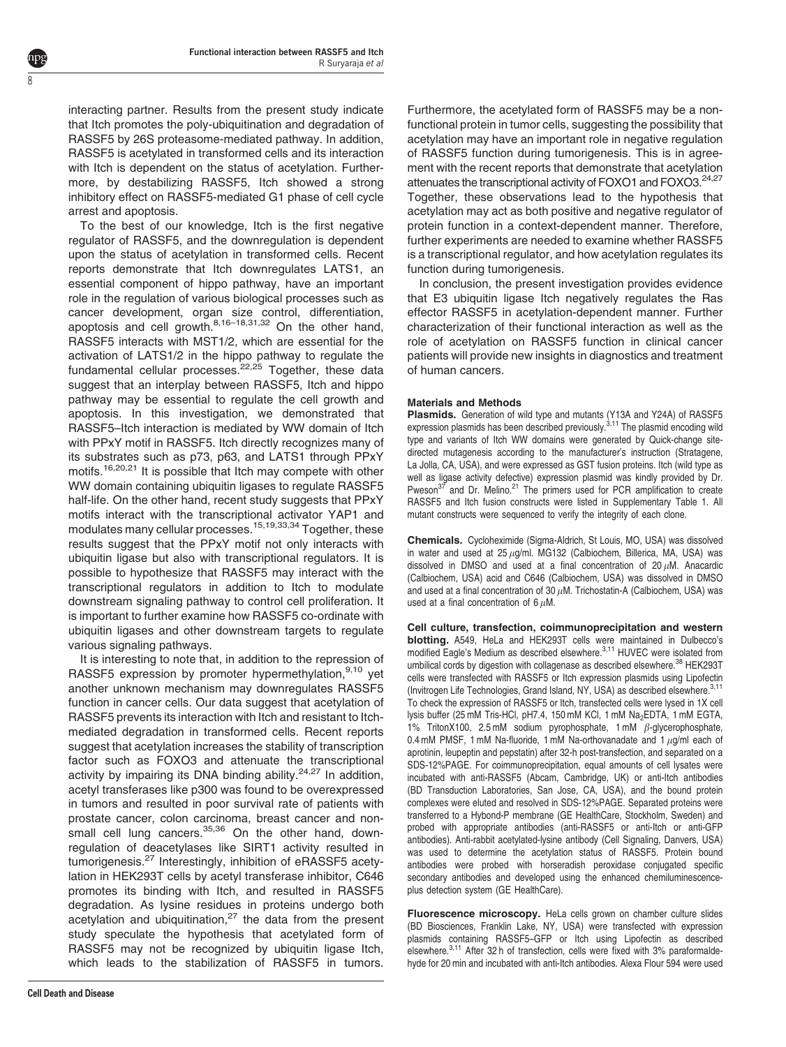interacting partner. Results from the present study indicate that Itch promotes the poly-ubiquitination and degradation of RASSF5 by 26S proteasome-mediated pathway. In addition, RASSF5 is acetylated in transformed cells and its interaction with Itch is dependent on the status of acetylation. Furthermore, by destabilizing RASSF5, Itch showed a strong inhibitory effect on RASSF5-mediated G1 phase of cell cycle arrest and apoptosis.

To the best of our knowledge, Itch is the first negative regulator of RASSF5, and the downregulation is dependent upon the status of acetylation in transformed cells. Recent reports demonstrate that Itch downregulates LATS1, an essential component of hippo pathway, have an important role in the regulation of various biological processes such as cancer development, organ size control, differentiation, apoptosis and cell growth.[8,16–18,31,32] On the other hand, RASSF5 interacts with MST1/2, which are essential for the activation of LATS1/2 in the hippo pathway to regulate the fundamental cellular processes.[22,25] Together, these data suggest that an interplay between RASSF5, Itch and hippo pathway may be essential to regulate the cell growth and apoptosis. In this investigation, we demonstrated that RASSF5–Itch interaction is mediated by WW domain of Itch with PPxY motif in RASSF5. Itch directly recognizes many of its substrates such as p73, p63, and LATS1 through PPxY motifs.[16,20,21] It is possible that Itch may compete with other WW domain containing ubiquitin ligases to regulate RASSF5 half-life. On the other hand, recent study suggests that PPxY motifs interact with the transcriptional activator YAP1 and modulates many cellular processes.[15,19,33,34] Together, these results suggest that the PPxY motif not only interacts with ubiquitin ligase but also with transcriptional regulators. It is possible to hypothesize that RASSF5 may interact with the transcriptional regulators in addition to Itch to modulate downstream signaling pathway to control cell proliferation. It is important to further examine how RASSF5 co-ordinate with ubiquitin ligases and other downstream targets to regulate various signaling pathways.

It is interesting to note that, in addition to the repression of RASSF5 expression by promoter hypermethylation,[9,10] yet another unknown mechanism may downregulates RASSF5 function in cancer cells. Our data suggest that acetylation of RASSF5 prevents its interaction with Itch and resistant to Itch-mediated degradation in transformed cells. Recent reports suggest that acetylation increases the stability of transcription factor such as FOXO3 and attenuate the transcriptional activity by impairing its DNA binding ability.[24,27] In addition, acetyl transferases like p300 was found to be overexpressed in tumors and resulted in poor survival rate of patients with prostate cancer, colon carcinoma, breast cancer and non-small cell lung cancers.[35,36] On the other hand, down-regulation of deacetylases like SIRT1 activity resulted in tumorigenesis.[27] Interestingly, inhibition of eRASSF5 acetylation in HEK293T cells by acetyl transferase inhibitor, C646 promotes its binding with Itch, and resulted in RASSF5 degradation. As lysine residues in proteins undergo both acetylation and ubiquitination,[27] the data from the present study speculate the hypothesis that acetylated form of RASSF5 may not be recognized by ubiquitin ligase Itch, which leads to the stabilization of RASSF5 in tumors. Furthermore, the acetylated form of RASSF5 may be a non-functional protein in tumor cells, suggesting the possibility that acetylation may have an important role in negative regulation of RASSF5 function during tumorigenesis. This is in agreement with the recent reports that demonstrate that acetylation attenuates the transcriptional activity of FOXO1 and FOXO3.[24,27] Together, these observations lead to the hypothesis that acetylation may act as both positive and negative regulator of protein function in a context-dependent manner. Therefore, further experiments are needed to examine whether RASSF5 is a transcriptional regulator, and how acetylation regulates its function during tumorigenesis.

In conclusion, the present investigation provides evidence that E3 ubiquitin ligase Itch negatively regulates the Ras effector RASSF5 in acetylation-dependent manner. Further characterization of their functional interaction as well as the role of acetylation on RASSF5 function in clinical cancer patients will provide new insights in diagnostics and treatment of human cancers.

## Materials and Methods

**Plasmids.** Generation of wild type and mutants (Y13A and Y24A) of RASSF5 expression plasmids has been described previously.[3,11] The plasmid encoding wild type and variants of Itch WW domains were generated by Quick-change site-directed mutagenesis according to the manufacturer's instruction (Stratagene, La Jolla, CA, USA), and were expressed as GST fusion proteins. Itch (wild type as well as ligase activity defective) expression plasmid was kindly provided by Dr. Pweson[37] and Dr. Melino.[21] The primers used for PCR amplification to create RASSF5 and Itch fusion constructs were listed in Supplementary Table 1. All mutant constructs were sequenced to verify the integrity of each clone.

**Chemicals.** Cycloheximide (Sigma-Aldrich, St Louis, MO, USA) was dissolved in water and used at 25 $\mu$g/ml. MG132 (Calbiochem, Billerica, MA, USA) was dissolved in DMSO and used at a final concentration of 20 $\mu$M. Anacardic (Calbiochem, USA) acid and C646 (Calbiochem, USA) was dissolved in DMSO and used at a final concentration of 30 $\mu$M. Trichostatin-A (Calbiochem, USA) was used at a final concentration of 6 $\mu$M.

**Cell culture, transfection, coimmunoprecipitation and western blotting.** A549, HeLa and HEK293T cells were maintained in Dulbecco's modified Eagle's Medium as described elsewhere.[3,11] HUVEC were isolated from umbilical cords by digestion with collagenase as described elsewhere.[38] HEK293T cells were transfected with RASSF5 or Itch expression plasmids using Lipofectin (Invitrogen Life Technologies, Grand Island, NY, USA) as described elsewhere.[3,11] To check the expression of RASSF5 or Itch, transfected cells were lysed in 1X cell lysis buffer (25 mM Tris-HCl, pH7.4, 150 mM KCl, 1 mM $Na_2$EDTA, 1 mM EGTA, 1% TritonX100, 2.5 mM sodium pyrophosphate, 1 mM $\beta$-glycerophosphate, 0.4 mM PMSF, 1 mM Na-fluoride, 1 mM Na-orthovanadate and 1 $\mu$g/ml each of aprotinin, leupeptin and pepstatin) after 32-h post-transfection, and separated on a SDS-12%PAGE. For coimmunoprecipitation, equal amounts of cell lysates were incubated with anti-RASSF5 (Abcam, Cambridge, UK) or anti-Itch antibodies (BD Transduction Laboratories, San Jose, CA, USA), and the bound protein complexes were eluted and resolved in SDS-12%PAGE. Separated proteins were transferred to a Hybond-P membrane (GE HealthCare, Stockholm, Sweden) and probed with appropriate antibodies (anti-RASSF5 or anti-Itch or anti-GFP antibodies). Anti-rabbit acetylated-lysine antibody (Cell Signaling, Danvers, USA) was used to determine the acetylation status of RASSF5. Protein bound antibodies were probed with horseradish peroxidase conjugated specific secondary antibodies and developed using the enhanced chemiluminescence-plus detection system (GE HealthCare).

**Fluorescence microscopy.** HeLa cells grown on chamber culture slides (BD Biosciences, Franklin Lake, NY, USA) were transfected with expression plasmids containing RASSF5–GFP or Itch using Lipofectin as described elsewhere.[3,11] After 32 h of transfection, cells were fixed with 3% paraformaldehyde for 20 min and incubated with anti-Itch antibodies. Alexa Flour 594 were used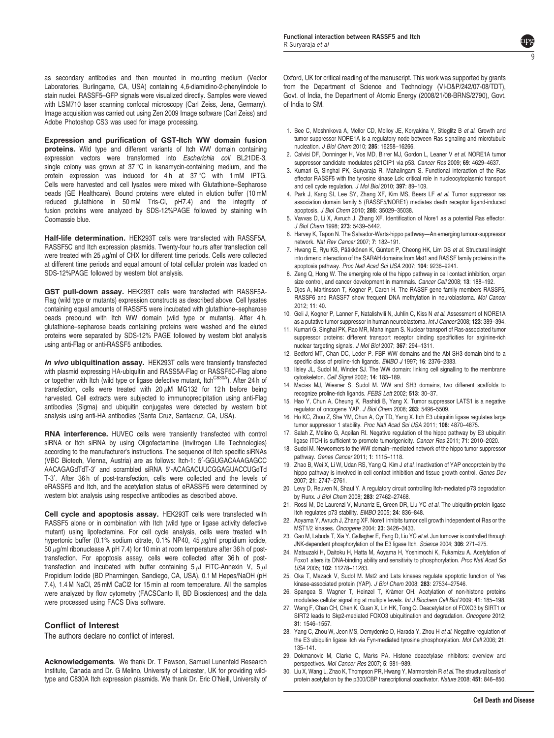as secondary antibodies and then mounted in mounting medium (Vector Laboratories, Burlingame, CA, USA) containing 4,6-diamidino-2-phenylindole to stain nuclei. RASSF5–GFP signals were visualized directly. Samples were viewed with LSM710 laser scanning confocal microscopy (Carl Zeiss, Jena, Germany). Image acquisition was carried out using Zen 2009 Image software (Carl Zeiss) and Adobe Photoshop CS3 was used for image processing.

**Expression and purification of GST-Itch WW domain fusion proteins.** Wild type and different variants of Itch WW domain containing expression vectors were transformed into *Escherichia coli* BL21DE-3, single colony was grown at 37 °C in kanamycin-containing medium, and the protein expression was induced for 4 h at 37 °C with 1 mM IPTG. Cells were harvested and cell lysates were mixed with Glutathione–Sepharose beads (GE Healthcare). Bound proteins were eluted in elution buffer (10 mM reduced glutathione in 50 mM Tris-Cl, pH7.4) and the integrity of fusion proteins were analyzed by SDS-12%PAGE followed by staining with Coomassie blue.

**Half-life determination.** HEK293T cells were transfected with RASSF5A, RASSF5C and Itch expression plasmids. Twenty-four hours after transfection cell were treated with 25 $\mu$g/ml of CHX for different time periods. Cells were collected at different time periods and equal amount of total cellular protein was loaded on SDS-12%PAGE followed by western blot analysis.

**GST pull-down assay.** HEK293T cells were transfected with RASSF5A-Flag (wild type or mutants) expression constructs as described above. Cell lysates containing equal amounts of RASSF5 were incubated with glutathione–sepharose beads prebound with Itch WW domain (wild type or mutants). After 4 h, glutathione–sepharose beads containing proteins were washed and the eluted proteins were separated by SDS-12% PAGE followed by western blot analysis using anti-Flag or anti-RASSF5 antibodies.

***In vivo* ubiquitination assay.** HEK293T cells were transiently transfected with plasmid expressing HA-ubiquitin and RASS5A-Flag or RASSF5C-Flag alone or together with Itch (wild type or ligase defective mutant, Itch$^{C830A}$). After 24 h of transfection, cells were treated with 20 $\mu$M MG132 for 12 h before being harvested. Cell extracts were subjected to immunoprecipitation using anti-Flag antibodies (Sigma) and ubiquitin conjugates were detected by western blot analysis using anti-HA antibodies (Santa Cruz, Santacruz, CA, USA).

**RNA interference.** HUVEC cells were transiently transfected with control siRNA or Itch siRNA by using Oligofectamine (Invitrogen Life Technologies) according to the manufacturer's instructions. The sequence of Itch specific siRNAs (VBC Biotech, Vienna, Austria) are as follows: Itch-1: 5′-GGUGACAAAGAGCC AACAGAGdTdT-3′ and scrambled siRNA 5′-ACAGACUUCGGAGUACCUGdTd T-3′. After 36 h of post-transfection, cells were collected and the levels of eRASSF5 and Itch, and the acetylation status of eRASSF5 were determined by western blot analysis using respective antibodies as described above.

**Cell cycle and apoptosis assay.** HEK293T cells were transfected with RASSF5 alone or in combination with Itch (wild type or ligase activity defective mutant) using lipofectamine. For cell cycle analysis, cells were treated with hypertonic buffer (0.1% sodium citrate, 0.1% NP40, 45 $\mu$g/ml propidium iodide, 50 $\mu$g/ml ribonuclease A pH 7.4) for 10 min at room temperature after 36 h of post-transfection. For apoptosis assay, cells were collected after 36 h of post-transfection and incubated with buffer containing 5 $\mu$l FITC-Annexin V, 5 $\mu$l Propidium Iodide (BD Pharmingen, Sandiego, CA, USA), 0.1 M Hepes/NaOH (pH 7.4), 1.4 M NaCl, 25 mM CaCl2 for 15 min at room temperature. All the samples were analyzed by flow cytometry (FACSCanto II, BD Biosciences) and the data were processed using FACS Diva software.

## Conflict of Interest

The authors declare no conflict of interest.

**Acknowledgements**. We thank Dr. T Pawson, Samuel Lunenfeld Research Institute, Canada and Dr. G Melino, University of Leicester, UK for providing wild-type and C830A Itch expression plasmids. We thank Dr. Eric O'Neill, University of Oxford, UK for critical reading of the manuscript. This work was supported by grants from the Department of Science and Technology (VI-D&P/242/07-08/TDT), Govt. of India, the Department of Atomic Energy (2008/21/08-BRNS/2790), Govt. of India to SM.

1. Bee C, Moshnikova A, Mellor CD, Molloy JE, Koryakina Y, Stieglitz B *et al.* Growth and tumor suppressor NORE1A is a regulatory node between Ras signaling and microtubule nucleation. *J Biol Chem* 2010; **285**: 16258–16266.
2. Calvisi DF, Donninger H, Vos MD, Birrer MJ, Gordon L, Leaner V *et al.* NORE1A tumor suppressor candidate modulates p21CIP1 via p53. *Cancer Res* 2009; **69**: 4629–4637.
3. Kumari G, Singhal PK, Suryaraja R, Mahalingam S. Functional interaction of the Ras effector RASSF5 with the tyrosine kinase Lck: critical role in nucleocytoplasmic transport and cell cycle regulation. *J Mol Biol* 2010; **397**: 89–109.
4. Park J, Kang SI, Lee SY, Zhang XF, Kim MS, Beers LF *et al.* Tumor suppressor ras association domain family 5 (RASSF5/NORE1) mediates death receptor ligand-induced apoptosis. *J Biol Chem* 2010; **285**: 35029–35038.
5. Vavvas D, Li X, Avruch J, Zhang XF. Identification of Nore1 as a potential Ras effector. *J Biol Chem* 1998; **273**: 5439–5442.
6. Harvey K, Tapon N. The Salvador-Warts-hippo pathway—An emerging tumour-suppressor network. *Nat Rev Cancer* 2007; **7**: 182–191.
7. Hwang E, Ryu KS, Pääkkönen K, Güntert P, Cheong HK, Lim DS *et al.* Structural insight into dimeric interaction of the SARAH domains from Mst1 and RASSF family proteins in the apoptosis pathway. *Proc Natl Acad Sci USA* 2007; **104**: 9236–9241.
8. Zeng Q, Hong W. The emerging role of the hippo pathway in cell contact inhibition, organ size control, and cancer development in mammals. *Cancer Cell* 2008; **13**: 188–192.
9. Djos A, Martinsson T, Kogner P, Caren H. The RASSF gene family members RASSF5, RASSF6 and RASSF7 show frequent DNA methylation in neuroblastoma. *Mol Cancer* 2012; **11**: 40.
10. Geli J, Kogner P, Lanner F, Natalishvili N, Juhlin C, Kiss N *et al.* Assessment of NORE1A as a putative tumor suppressor in human neuroblastoma. *Int J Cancer* 2008; **123**: 389–394.
11. Kumari G, Singhal PK, Rao MR, Mahalingam S. Nuclear transport of Ras-associated tumor suppressor proteins: different transport receptor binding specificities for arginine-rich nuclear targeting signals. *J Mol Biol* 2007; **367**: 294–1311.
12. Bedford MT, Chan DC, Leder P. FBP WW domains and the Abl SH3 domain bind to a specific class of proline-rich ligands. *EMBO J* 1997; **16**: 2376–2383.
13. Ilsley JL, Sudol M, Winder SJ. The WW domain: linking cell signalling to the membrane cytoskeleton. *Cell Signal* 2002; **14**: 183–189.
14. Macias MJ, Wiesner S, Sudol M. WW and SH3 domains, two different scaffolds to recognize proline-rich ligands. *FEBS Lett* 2002; **513**: 30–37.
15. Hao Y, Chun A, Cheung K, Rashidi B, Yang X. Tumor suppressor LATS1 is a negative regulator of oncogene YAP. *J Biol Chem* 2008; **283**: 5496–5509.
16. Ho KC, Zhou Z, She YM, Chun A, Cyr TD, Yang X. Itch E3 ubiquitin ligase regulates large tumor suppressor 1 stability. *Proc Natl Acad Sci USA* 2011; **108**: 4870–4875.
17. Salah Z, Melino G, Aqeilan RI. Negative regulation of the hippo pathway by E3 ubiquitin ligase ITCH is sufficient to promote tumorigenicity. *Cancer Res* 2011; **71**: 2010–2020.
18. Sudol M. Newcomers to the WW domain–mediated network of the hippo tumor suppressor pathway. *Genes Cancer* 2011; **1**: 1115–1118.
19. Zhao B, Wei X, Li W, Udan RS, Yang Q, Kim J *et al.* Inactivation of YAP oncoprotein by the hippo pathway is involved in cell contact inhibition and tissue growth control. *Genes Dev* 2007; **21**: 2747–2761.
20. Levy D, Reuven N, Shaul Y. A regulatory circuit controlling Itch-mediated p73 degradation by Runx. *J Biol Chem* 2008; **283**: 27462–27468.
21. Rossi M, De Laurenzi V, Munarriz E, Green DR, Liu YC *et al.* The ubiquitin-protein ligase Itch regulates p73 stability. *EMBO* 2005; **24**: 836–848.
22. Aoyama Y, Avruch J, Zhang XF. Nore1 inhibits tumor cell growth independent of Ras or the MST1/2 kinases. *Oncogene* 2004; **23**: 3426–3433.
23. Gao M, Labuda T, Xia Y, Gallagher E, Fang D, Liu YC *et al.* Jun turnover is controlled through JNK-dependent phosphorylation of the E3 ligase Itch. *Science* 2004; **306**: 271–275.
24. Matsuzaki H, Daitoku H, Hatta M, Aoyama H, Yoshimochi K, Fukamizu A. Acetylation of Foxo1 alters its DNA-binding ability and sensitivity to phosphorylation. *Proc Natl Acad Sci USA* 2005; **102**: 11278–11283.
25. Oka T, Mazack V, Sudol M. Mst2 and Lats kinases regulate apoptotic function of Yes kinase-associated protein (YAP). *J Biol Chem* 2008; **283**: 27534–27546.
26. Spangea S, Wagner T, Heinzel T, Krämer OH. Acetylation of non-histone proteins modulates cellular signalling at multiple levels. *Int J Biochem Cell Biol* 2009; **41**: 185–198.
27. Wang F, Chan CH, Chen K, Guan X, Lin HK, Tong Q. Deacetylation of FOXO3 by SIRT1 or SIRT2 leads to Skp2-mediated FOXO3 ubiquitination and degradation. *Oncogene* 2012; **31**: 1546–1557.
28. Yang C, Zhou W, Jeon MS, Demydenko D, Harada Y, Zhou H *et al.* Negative regulation of the E3 ubiquitin ligase itch via Fyn-mediated tyrosine phosphorylation. *Mol Cell* 2006; **21**: 135–141.
29. Dokmanovic M, Clarke C, Marks PA. Histone deacetylase inhibitors: overview and perspectives. *Mol Cancer Res* 2007; **5**: 981–989.
30. Liu X, Wang L, Zhao K, Thompson PR, Hwang Y, Marmorstein R *et al.* The structural basis of protein acetylation by the p300/CBP transcriptional coactivator. *Nature* 2008; **451**: 846–850.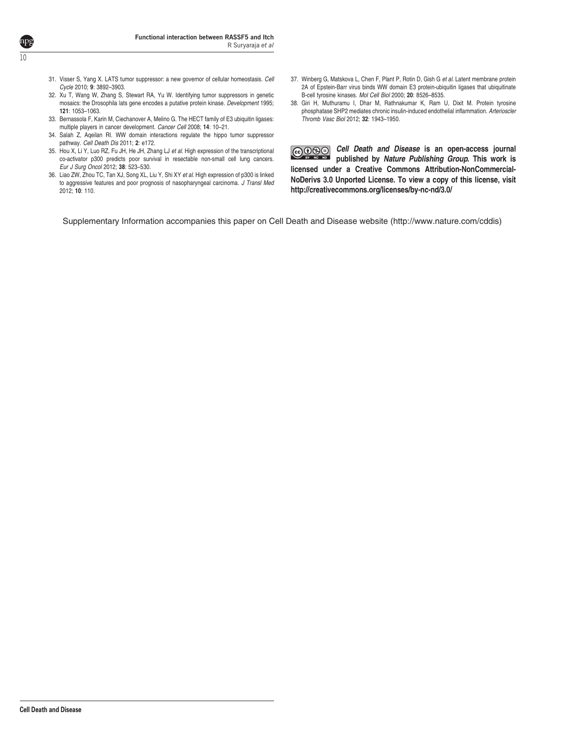31. Visser S, Yang X. LATS tumor suppressor: a new governor of cellular homeostasis. *Cell Cycle* 2010; **9**: 3892–3903.
32. Xu T, Wang W, Zhang S, Stewart RA, Yu W. Identifying tumor suppressors in genetic mosaics: the Drosophila lats gene encodes a putative protein kinase. *Development* 1995; **121**: 1053–1063.
33. Bernassola F, Karin M, Ciechanover A, Melino G. The HECT family of E3 ubiquitin ligases: multiple players in cancer development. *Cancer Cell* 2008; **14**: 10–21.
34. Salah Z, Aqeilan RI. WW domain interactions regulate the hippo tumor suppressor pathway. *Cell Death Dis* 2011; **2**: e172.
35. Hou X, Li Y, Luo RZ, Fu JH, He JH, Zhang LJ *et al*. High expression of the transcriptional co-activator p300 predicts poor survival in resectable non-small cell lung cancers. *Eur J Surg Oncol* 2012; **38**: 523–530.
36. Liao ZW, Zhou TC, Tan XJ, Song XL, Liu Y, Shi XY *et al*. High expression of p300 is linked to aggressive features and poor prognosis of nasopharyngeal carcinoma. *J Transl Med* 2012; **10**: 110.
37. Winberg G, Matskova L, Chen F, Plant P, Rotin D, Gish G *et al*. Latent membrane protein 2A of Epstein-Barr virus binds WW domain E3 protein-ubiquitin ligases that ubiquitinate B-cell tyrosine kinases. *Mol Cell Biol* 2000; **20**: 8526–8535.
38. Giri H, Muthuramu I, Dhar M, Rathnakumar K, Ram U, Dixit M. Protein tyrosine phosphatase SHP2 mediates chronic insulin-induced endothelial inflammation. *Arterioscler Thromb Vasc Biol* 2012; **32**: 1943–1950.

***Cell Death and Disease*** **is an open-access journal published by *Nature Publishing Group*. This work is licensed under a Creative Commons Attribution-NonCommercial-NoDerivs 3.0 Unported License. To view a copy of this license, visit http://creativecommons.org/licenses/by-nc-nd/3.0/**

Supplementary Information accompanies this paper on Cell Death and Disease website (http://www.nature.com/cddis)